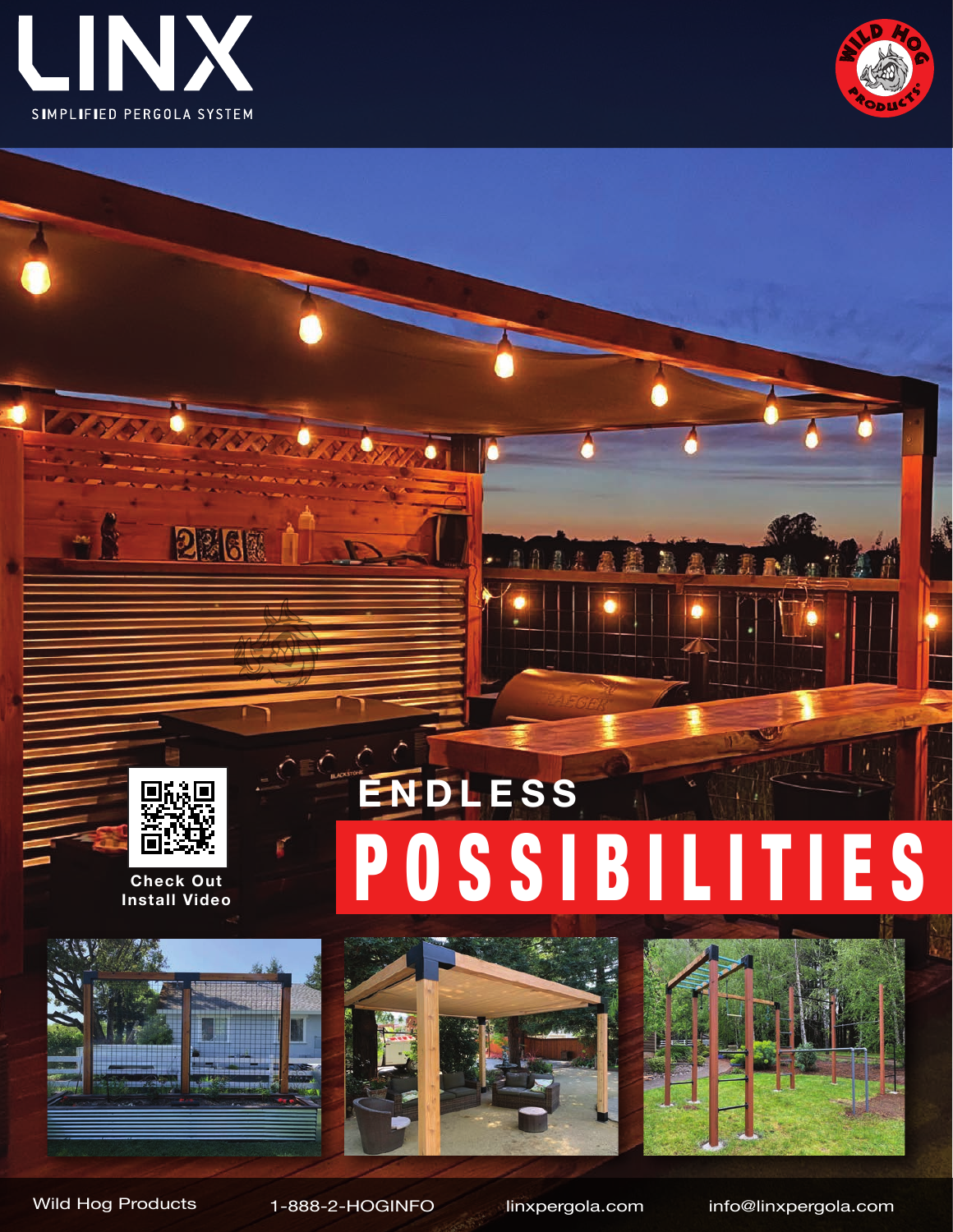# LINX

SIMPLIFIED PERGOLA SYSTEM

Check Out Install Video

## ENDLESS POSSIBILITIES

Wild Hog Products | 1-888-2-HOGINFO | linxpergola.com | info@linxpergola.com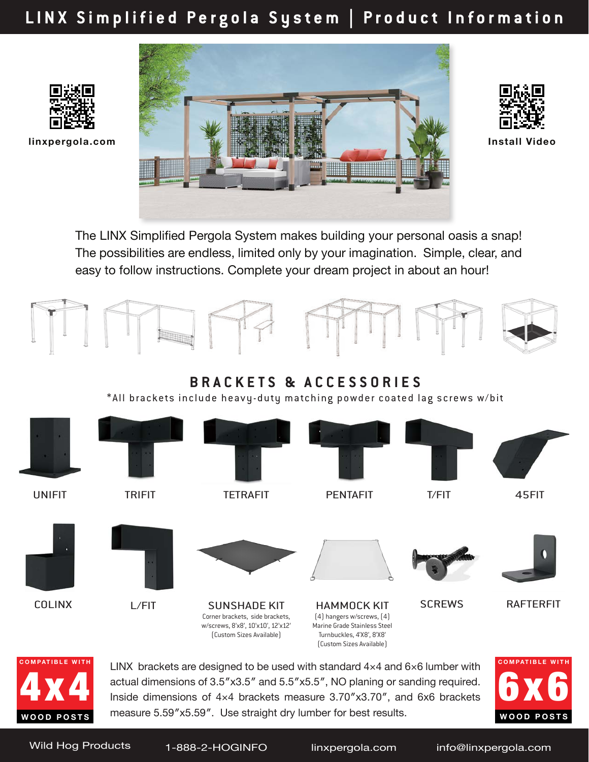# LINX Simplified Pergola System | Product Information

linxpergola.com

Install Video

The LINX Simplified Pergola System makes building your personal oasis a snap! The possibilities are endless, limited only by your imagination. Simple, clear, and easy to follow instructions. Complete your dream project in about an hour!

## BRACKETS & ACCESSORIES

*All brackets include heavy-duty matching powder coated lag screws w/bit

UNIFIT

TRIFIT

TETRAFIT

PENTAFIT

T/FIT

45FIT

COLINX

L/FIT

SUNSHADE KIT
Corner brackets, side brackets, w/screws, 8'x8', 10'x10', 12'x12' (Custom Sizes Available)

HAMMOCK KIT
(4) hangers w/screws, (4) Marine Grade Stainless Steel Turnbuckles, 4'X8', 8'X8' (Custom Sizes Available)

SCREWS

RAFTERFIT

COMPATIBLE WITH 4x4 WOOD POSTS

LINX brackets are designed to be used with standard 4×4 and 6×6 lumber with actual dimensions of 3.5″x3.5″ and 5.5″x5.5″, NO planing or sanding required. Inside dimensions of 4×4 brackets measure 3.70″x3.70″, and 6x6 brackets measure 5.59″x5.59″. Use straight dry lumber for best results.

COMPATIBLE WITH 6x6 WOOD POSTS

Wild Hog Products | 1-888-2-HOGINFO | linxpergola.com | info@linxpergola.com